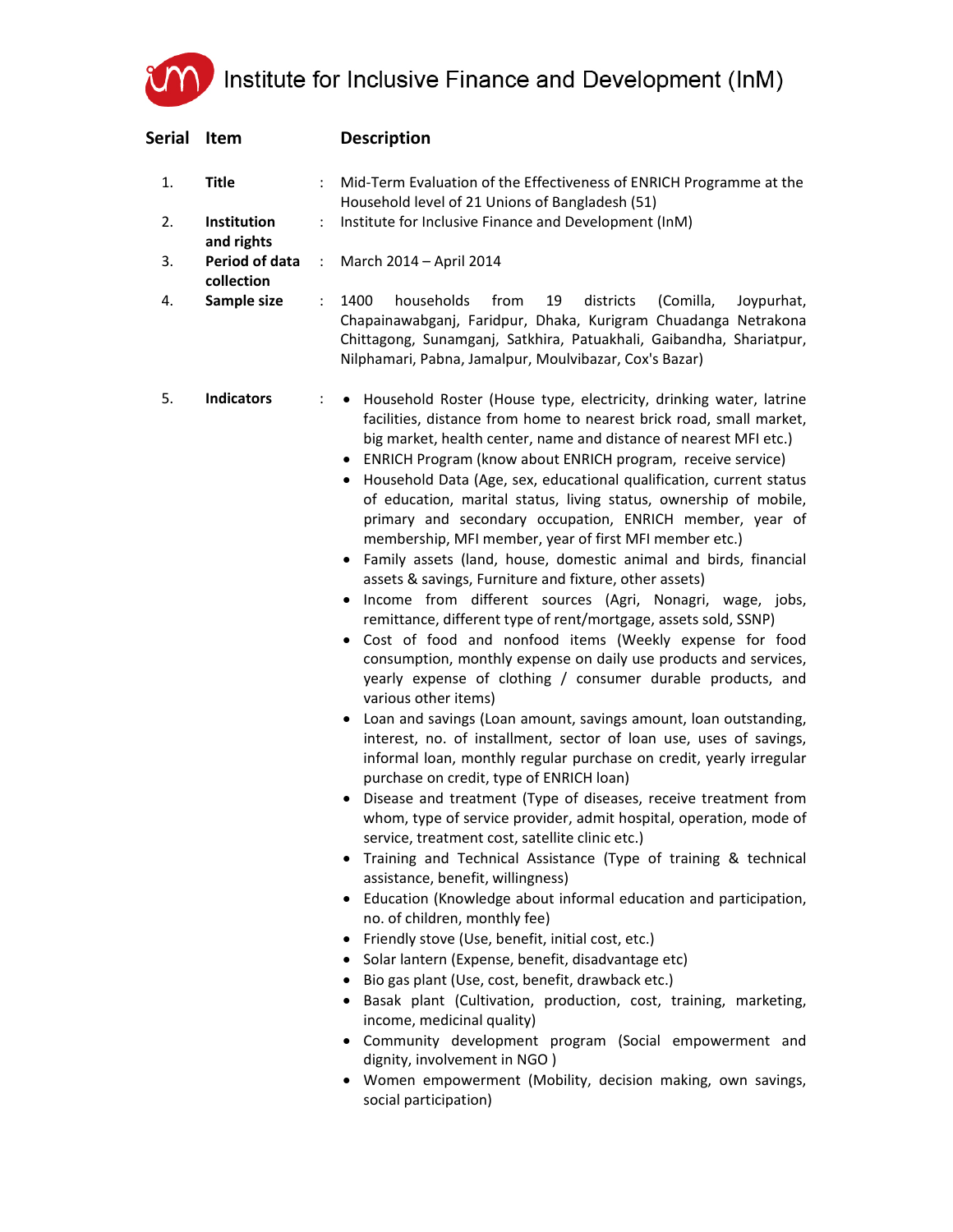# Institute for Inclusive Finance and Development (InM)

| Serial | Item | | Description |
|---|---|---|---|
| 1. | **Title** | : | Mid-Term Evaluation of the Effectiveness of ENRICH Programme at the Household level of 21 Unions of Bangladesh (51) |
| 2. | **Institution and rights** | : | Institute for Inclusive Finance and Development (InM) |
| 3. | **Period of data collection** | : | March 2014 – April 2014 |
| 4. | **Sample size** | : | 1400 households from 19 districts (Comilla, Joypurhat, Chapainawabganj, Faridpur, Dhaka, Kurigram Chuadanga Netrakona Chittagong, Sunamganj, Satkhira, Patuakhali, Gaibandha, Shariatpur, Nilphamari, Pabna, Jamalpur, Moulvibazar, Cox's Bazar) |
| 5. | **Indicators** | : | • Household Roster (House type, electricity, drinking water, latrine facilities, distance from home to nearest brick road, small market, big market, health center, name and distance of nearest MFI etc.)<br>• ENRICH Program (know about ENRICH program, receive service)<br>• Household Data (Age, sex, educational qualification, current status of education, marital status, living status, ownership of mobile, primary and secondary occupation, ENRICH member, year of membership, MFI member, year of first MFI member etc.)<br>• Family assets (land, house, domestic animal and birds, financial assets & savings, Furniture and fixture, other assets)<br>• Income from different sources (Agri, Nonagri, wage, jobs, remittance, different type of rent/mortgage, assets sold, SSNP)<br>• Cost of food and nonfood items (Weekly expense for food consumption, monthly expense on daily use products and services, yearly expense of clothing / consumer durable products, and various other items)<br>• Loan and savings (Loan amount, savings amount, loan outstanding, interest, no. of installment, sector of loan use, uses of savings, informal loan, monthly regular purchase on credit, yearly irregular purchase on credit, type of ENRICH loan)<br>• Disease and treatment (Type of diseases, receive treatment from whom, type of service provider, admit hospital, operation, mode of service, treatment cost, satellite clinic etc.)<br>• Training and Technical Assistance (Type of training & technical assistance, benefit, willingness)<br>• Education (Knowledge about informal education and participation, no. of children, monthly fee)<br>• Friendly stove (Use, benefit, initial cost, etc.)<br>• Solar lantern (Expense, benefit, disadvantage etc)<br>• Bio gas plant (Use, cost, benefit, drawback etc.)<br>• Basak plant (Cultivation, production, cost, training, marketing, income, medicinal quality)<br>• Community development program (Social empowerment and dignity, involvement in NGO )<br>• Women empowerment (Mobility, decision making, own savings, social participation) |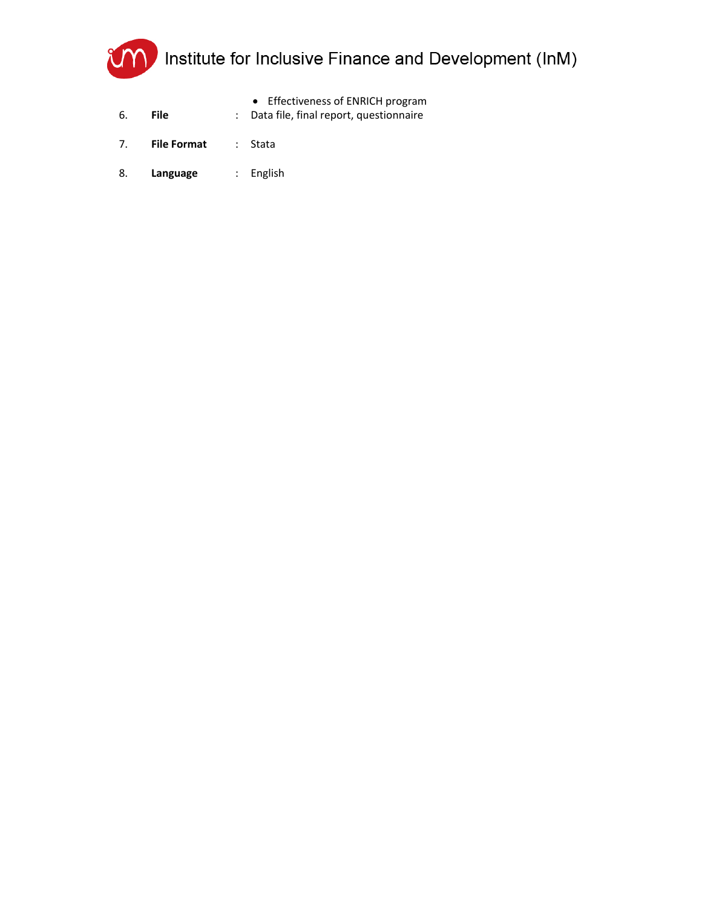- Effectiveness of ENRICH program

6. **File** : Data file, final report, questionnaire

7. **File Format** : Stata

8. **Language** : English